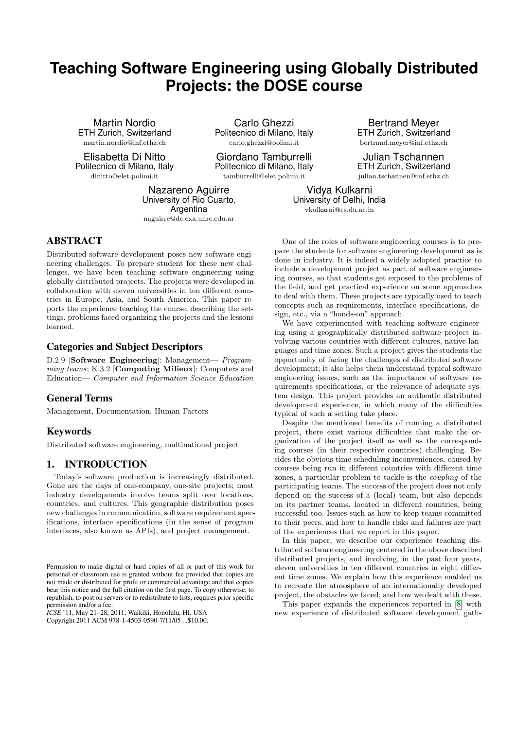# Teaching Software Engineering using Globally Distributed Projects: the DOSE course

Martin Nordio
ETH Zurich, Switzerland
martin.nordio@inf.ethz.ch

Carlo Ghezzi
Politecnico di Milano, Italy
carlo.ghezzi@polimi.it

Bertrand Meyer
ETH Zurich, Switzerland
bertrand.meyer@inf.ethz.ch

Elisabetta Di Nitto
Politecnico di Milano, Italy
dinitto@elet.polimi.it

Giordano Tamburrelli
Politecnico di Milano, Italy
tamburrelli@elet.polimi.it

Julian Tschannen
ETH Zurich, Switzerland
julian.tschannen@inf.ethz.ch

Nazareno Aguirre
University of Rio Cuarto, Argentina
naguirre@dc.exa.unrc.edu.ar

Vidya Kulkarni
University of Delhi, India
vkulkarni@cs.du.ac.in

## ABSTRACT

Distributed software development poses new software engineering challenges. To prepare student for these new challenges, we have been teaching software engineering using globally distributed projects. The projects were developed in collaboration with eleven universities in ten different countries in Europe, Asia, and South America. This paper reports the experience teaching the course, describing the settings, problems faced organizing the projects and the lessons learned.

## Categories and Subject Descriptors

D.2.9 [**Software Engineering**]: Management— *Programming teams*; K.3.2 [**Computing Milieux**]: Computers and Education— *Computer and Information Science Education*

## General Terms

Management, Documentation, Human Factors

## Keywords

Distributed software engineering, multinational project

## 1. INTRODUCTION

Today's software production is increasingly distributed. Gone are the days of one-company, one-site projects; most industry developments involve teams split over locations, countries, and cultures. This geographic distribution poses new challenges in communication, software requirement specifications, interface specifications (in the sense of program interfaces, also known as APIs), and project management.

Permission to make digital or hard copies of all or part of this work for personal or classroom use is granted without fee provided that copies are not made or distributed for profit or commercial advantage and that copies bear this notice and the full citation on the first page. To copy otherwise, to republish, to post on servers or to redistribute to lists, requires prior specific permission and/or a fee.
*ICSE* '11, May 21–28, 2011, Waikiki, Honolulu, HI, USA
Copyright 2011 ACM 978-1-4503-0590-7/11/05 ...$10.00.

One of the roles of software engineering courses is to prepare the students for software engineering development as is done in industry. It is indeed a widely adopted practice to include a development project as part of software engineering courses, so that students get exposed to the problems of the field, and get practical experience on some approaches to deal with them. These projects are typically used to teach concepts such as requirements, interface specifications, design, etc., via a "hands-on" approach.

We have experimented with teaching software engineering using a geographically distributed software project involving various countries with different cultures, native languages and time zones. Such a project gives the students the opportunity of facing the challenges of distributed software development; it also helps them understand typical software engineering issues, such as the importance of software requirements specifications, or the relevance of adequate system design. This project provides an authentic distributed development experience, in which many of the difficulties typical of such a setting take place.

Despite the mentioned benefits of running a distributed project, there exist various difficulties that make the organization of the project itself as well as the corresponding courses (in their respective countries) challenging. Besides the obvious time scheduling inconveniences, caused by courses being run in different countries with different time zones, a particular problem to tackle is the *coupling* of the participating teams. The success of the project does not only depend on the success of a (local) team, but also depends on its partner teams, located in different countries, being successful too. Issues such as how to keep teams committed to their peers, and how to handle risks and failures are part of the experiences that we report in this paper.

In this paper, we describe our experience teaching distributed software engineering centered in the above described distributed projects, and involving, in the past four years, eleven universities in ten different countries in eight different time zones. We explain how this experience enabled us to recreate the atmosphere of an internationally developed project, the obstacles we faced, and how we dealt with these.

This paper expands the experiences reported in [8] with new experience of distributed software development gath-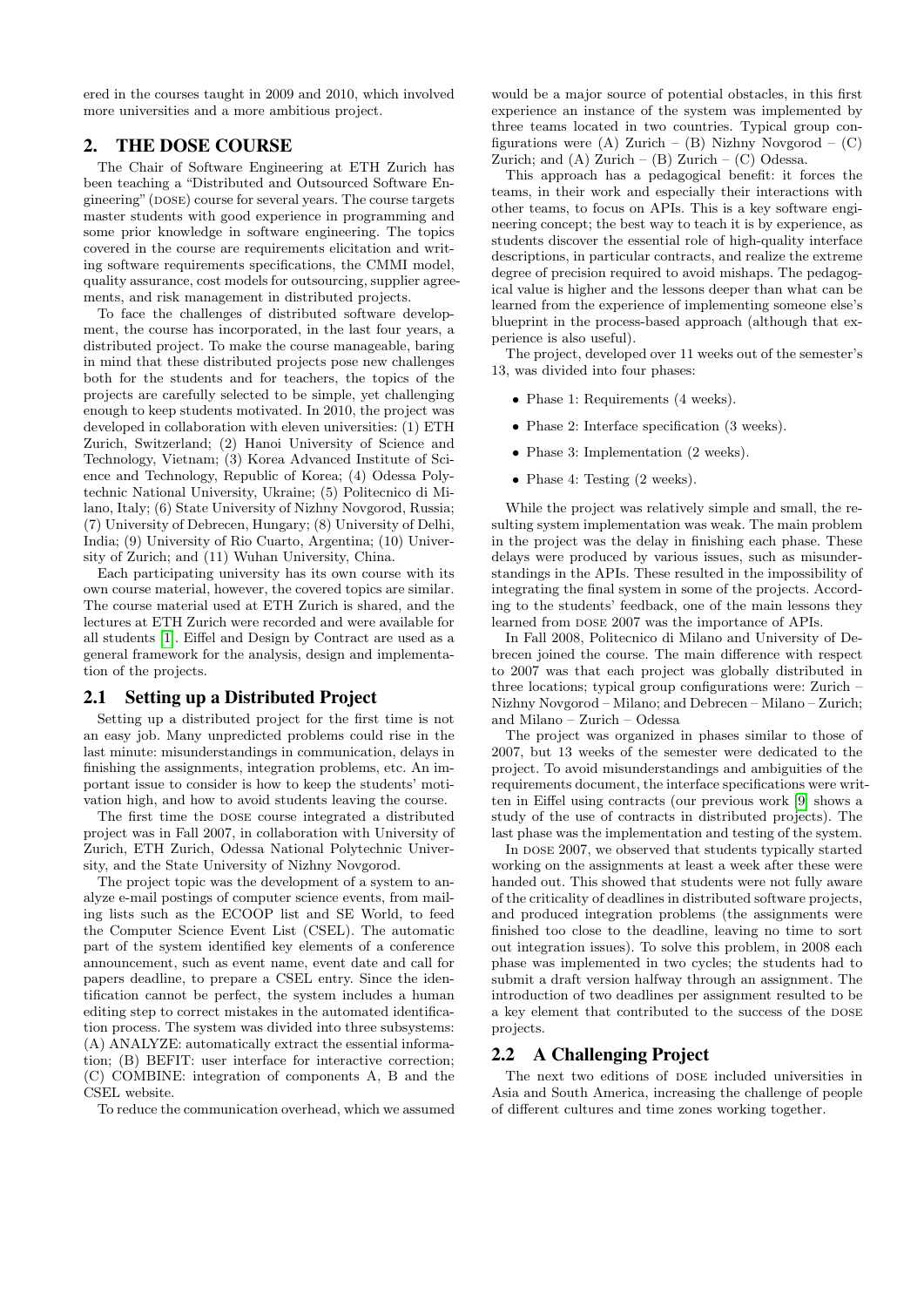ered in the courses taught in 2009 and 2010, which involved more universities and a more ambitious project.

## 2. THE DOSE COURSE

The Chair of Software Engineering at ETH Zurich has been teaching a "Distributed and Outsourced Software Engineering" (DOSE) course for several years. The course targets master students with good experience in programming and some prior knowledge in software engineering. The topics covered in the course are requirements elicitation and writing software requirements specifications, the CMMI model, quality assurance, cost models for outsourcing, supplier agreements, and risk management in distributed projects.

To face the challenges of distributed software development, the course has incorporated, in the last four years, a distributed project. To make the course manageable, baring in mind that these distributed projects pose new challenges both for the students and for teachers, the topics of the projects are carefully selected to be simple, yet challenging enough to keep students motivated. In 2010, the project was developed in collaboration with eleven universities: (1) ETH Zurich, Switzerland; (2) Hanoi University of Science and Technology, Vietnam; (3) Korea Advanced Institute of Science and Technology, Republic of Korea; (4) Odessa Polytechnic National University, Ukraine; (5) Politecnico di Milano, Italy; (6) State University of Nizhny Novgorod, Russia; (7) University of Debrecen, Hungary; (8) University of Delhi, India; (9) University of Rio Cuarto, Argentina; (10) University of Zurich; and (11) Wuhan University, China.

Each participating university has its own course with its own course material, however, the covered topics are similar. The course material used at ETH Zurich is shared, and the lectures at ETH Zurich were recorded and were available for all students [1]. Eiffel and Design by Contract are used as a general framework for the analysis, design and implementation of the projects.

### 2.1 Setting up a Distributed Project

Setting up a distributed project for the first time is not an easy job. Many unpredicted problems could rise in the last minute: misunderstandings in communication, delays in finishing the assignments, integration problems, etc. An important issue to consider is how to keep the students' motivation high, and how to avoid students leaving the course.

The first time the DOSE course integrated a distributed project was in Fall 2007, in collaboration with University of Zurich, ETH Zurich, Odessa National Polytechnic University, and the State University of Nizhny Novgorod.

The project topic was the development of a system to analyze e-mail postings of computer science events, from mailing lists such as the ECOOP list and SE World, to feed the Computer Science Event List (CSEL). The automatic part of the system identified key elements of a conference announcement, such as event name, event date and call for papers deadline, to prepare a CSEL entry. Since the identification cannot be perfect, the system includes a human editing step to correct mistakes in the automated identification process. The system was divided into three subsystems: (A) ANALYZE: automatically extract the essential information; (B) BEFIT: user interface for interactive correction; (C) COMBINE: integration of components A, B and the CSEL website.

To reduce the communication overhead, which we assumed would be a major source of potential obstacles, in this first experience an instance of the system was implemented by three teams located in two countries. Typical group configurations were (A) Zurich – (B) Nizhny Novgorod – (C) Zurich; and (A) Zurich – (B) Zurich – (C) Odessa.

This approach has a pedagogical benefit: it forces the teams, in their work and especially their interactions with other teams, to focus on APIs. This is a key software engineering concept; the best way to teach it is by experience, as students discover the essential role of high-quality interface descriptions, in particular contracts, and realize the extreme degree of precision required to avoid mishaps. The pedagogical value is higher and the lessons deeper than what can be learned from the experience of implementing someone else's blueprint in the process-based approach (although that experience is also useful).

The project, developed over 11 weeks out of the semester's 13, was divided into four phases:

- Phase 1: Requirements (4 weeks).
- Phase 2: Interface specification (3 weeks).
- Phase 3: Implementation (2 weeks).
- Phase 4: Testing (2 weeks).

While the project was relatively simple and small, the resulting system implementation was weak. The main problem in the project was the delay in finishing each phase. These delays were produced by various issues, such as misunderstandings in the APIs. These resulted in the impossibility of integrating the final system in some of the projects. According to the students' feedback, one of the main lessons they learned from DOSE 2007 was the importance of APIs.

In Fall 2008, Politecnico di Milano and University of Debrecen joined the course. The main difference with respect to 2007 was that each project was globally distributed in three locations; typical group configurations were: Zurich – Nizhny Novgorod – Milano; and Debrecen – Milano – Zurich; and Milano – Zurich – Odessa

The project was organized in phases similar to those of 2007, but 13 weeks of the semester were dedicated to the project. To avoid misunderstandings and ambiguities of the requirements document, the interface specifications were written in Eiffel using contracts (our previous work [9] shows a study of the use of contracts in distributed projects). The last phase was the implementation and testing of the system.

In DOSE 2007, we observed that students typically started working on the assignments at least a week after these were handed out. This showed that students were not fully aware of the criticality of deadlines in distributed software projects, and produced integration problems (the assignments were finished too close to the deadline, leaving no time to sort out integration issues). To solve this problem, in 2008 each phase was implemented in two cycles; the students had to submit a draft version halfway through an assignment. The introduction of two deadlines per assignment resulted to be a key element that contributed to the success of the DOSE projects.

### 2.2 A Challenging Project

The next two editions of DOSE included universities in Asia and South America, increasing the challenge of people of different cultures and time zones working together.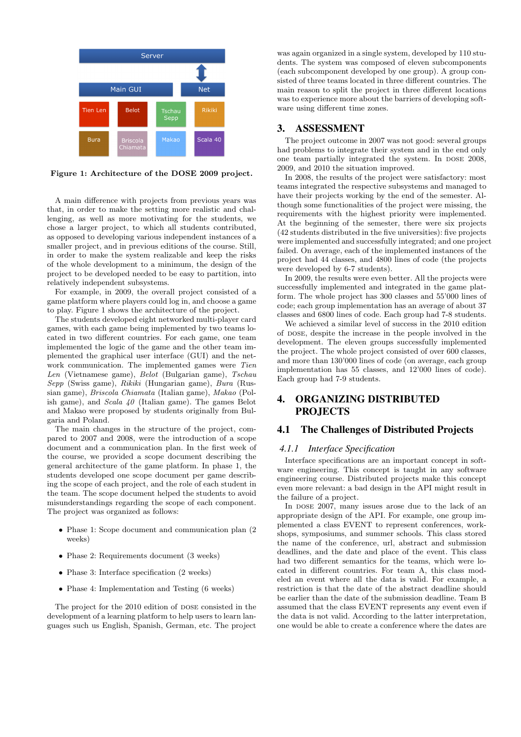Figure 1: Architecture of the DOSE 2009 project.

A main difference with projects from previous years was that, in order to make the setting more realistic and challenging, as well as more motivating for the students, we chose a larger project, to which all students contributed, as opposed to developing various independent instances of a smaller project, and in previous editions of the course. Still, in order to make the system realizable and keep the risks of the whole development to a minimum, the design of the project to be developed needed to be easy to partition, into relatively independent subsystems.

For example, in 2009, the overall project consisted of a game platform where players could log in, and choose a game to play. Figure 1 shows the architecture of the project.

The students developed eight networked multi-player card games, with each game being implemented by two teams located in two different countries. For each game, one team implemented the logic of the game and the other team implemented the graphical user interface (GUI) and the network communication. The implemented games were *Tien Len* (Vietnamese game), *Belot* (Bulgarian game), *Tschau Sepp* (Swiss game), *Rikiki* (Hungarian game), *Bura* (Russian game), *Briscola Chiamata* (Italian game), *Makao* (Polish game), and *Scala 40* (Italian game). The games Belot and Makao were proposed by students originally from Bulgaria and Poland.

The main changes in the structure of the project, compared to 2007 and 2008, were the introduction of a scope document and a communication plan. In the first week of the course, we provided a scope document describing the general architecture of the game platform. In phase 1, the students developed one scope document per game describing the scope of each project, and the role of each student in the team. The scope document helped the students to avoid misunderstandings regarding the scope of each component. The project was organized as follows:

- Phase 1: Scope document and communication plan (2 weeks)
- Phase 2: Requirements document (3 weeks)
- Phase 3: Interface specification (2 weeks)
- Phase 4: Implementation and Testing (6 weeks)

The project for the 2010 edition of DOSE consisted in the development of a learning platform to help users to learn languages such us English, Spanish, German, etc. The project was again organized in a single system, developed by 110 students. The system was composed of eleven subcomponents (each subcomponent developed by one group). A group consisted of three teams located in three different countries. The main reason to split the project in three different locations was to experience more about the barriers of developing software using different time zones.

## 3. ASSESSMENT

The project outcome in 2007 was not good: several groups had problems to integrate their system and in the end only one team partially integrated the system. In DOSE 2008, 2009, and 2010 the situation improved.

In 2008, the results of the project were satisfactory: most teams integrated the respective subsystems and managed to have their projects working by the end of the semester. Although some functionalities of the project were missing, the requirements with the highest priority were implemented. At the beginning of the semester, there were six projects (42 students distributed in the five universities): five projects were implemented and successfully integrated; and one project failed. On average, each of the implemented instances of the project had 44 classes, and 4800 lines of code (the projects were developed by 6-7 students).

In 2009, the results were even better. All the projects were successfully implemented and integrated in the game platform. The whole project has 300 classes and 55'000 lines of code; each group implementation has an average of about 37 classes and 6800 lines of code. Each group had 7-8 students.

We achieved a similar level of success in the 2010 edition of DOSE, despite the increase in the people involved in the development. The eleven groups successfully implemented the project. The whole project consisted of over 600 classes, and more than 130'000 lines of code (on average, each group implementation has 55 classes, and 12'000 lines of code). Each group had 7-9 students.

## 4. ORGANIZING DISTRIBUTED PROJECTS

### 4.1 The Challenges of Distributed Projects

#### *4.1.1 Interface Specification*

Interface specifications are an important concept in software engineering. This concept is taught in any software engineering course. Distributed projects make this concept even more relevant: a bad design in the API might result in the failure of a project.

In DOSE 2007, many issues arose due to the lack of an appropriate design of the API. For example, one group implemented a class EVENT to represent conferences, workshops, symposiums, and summer schools. This class stored the name of the conference, url, abstract and submission deadlines, and the date and place of the event. This class had two different semantics for the teams, which were located in different countries. For team A, this class modeled an event where all the data is valid. For example, a restriction is that the date of the abstract deadline should be earlier than the date of the submission deadline. Team B assumed that the class EVENT represents any event even if the data is not valid. According to the latter interpretation, one would be able to create a conference where the dates are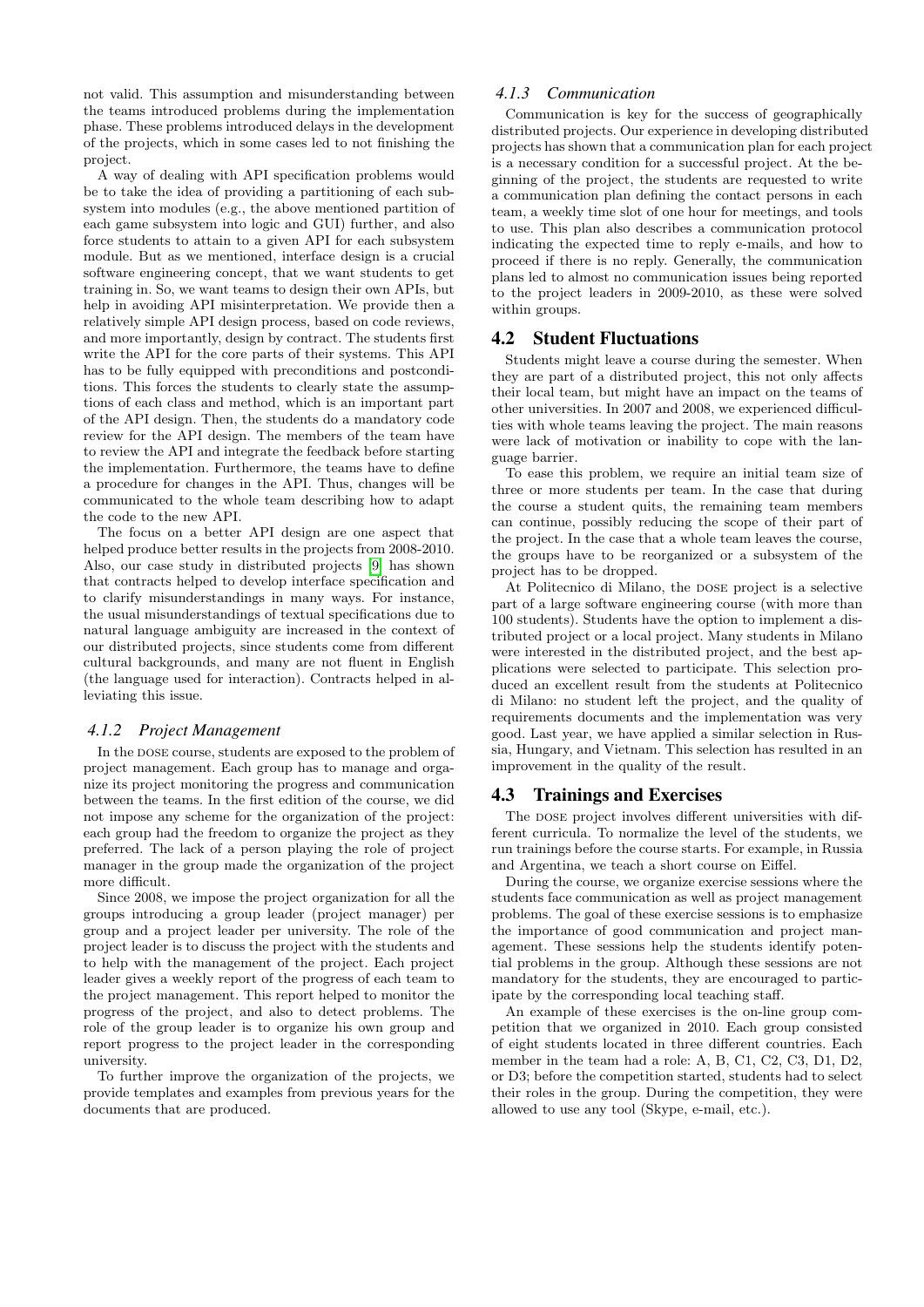not valid. This assumption and misunderstanding between the teams introduced problems during the implementation phase. These problems introduced delays in the development of the projects, which in some cases led to not finishing the project.

A way of dealing with API specification problems would be to take the idea of providing a partitioning of each subsystem into modules (e.g., the above mentioned partition of each game subsystem into logic and GUI) further, and also force students to attain to a given API for each subsystem module. But as we mentioned, interface design is a crucial software engineering concept, that we want students to get training in. So, we want teams to design their own APIs, but help in avoiding API misinterpretation. We provide then a relatively simple API design process, based on code reviews, and more importantly, design by contract. The students first write the API for the core parts of their systems. This API has to be fully equipped with preconditions and postconditions. This forces the students to clearly state the assumptions of each class and method, which is an important part of the API design. Then, the students do a mandatory code review for the API design. The members of the team have to review the API and integrate the feedback before starting the implementation. Furthermore, the teams have to define a procedure for changes in the API. Thus, changes will be communicated to the whole team describing how to adapt the code to the new API.

The focus on a better API design are one aspect that helped produce better results in the projects from 2008-2010. Also, our case study in distributed projects [9] has shown that contracts helped to develop interface specification and to clarify misunderstandings in many ways. For instance, the usual misunderstandings of textual specifications due to natural language ambiguity are increased in the context of our distributed projects, since students come from different cultural backgrounds, and many are not fluent in English (the language used for interaction). Contracts helped in alleviating this issue.

### 4.1.2 Project Management

In the DOSE course, students are exposed to the problem of project management. Each group has to manage and organize its project monitoring the progress and communication between the teams. In the first edition of the course, we did not impose any scheme for the organization of the project: each group had the freedom to organize the project as they preferred. The lack of a person playing the role of project manager in the group made the organization of the project more difficult.

Since 2008, we impose the project organization for all the groups introducing a group leader (project manager) per group and a project leader per university. The role of the project leader is to discuss the project with the students and to help with the management of the project. Each project leader gives a weekly report of the progress of each team to the project management. This report helped to monitor the progress of the project, and also to detect problems. The role of the group leader is to organize his own group and report progress to the project leader in the corresponding university.

To further improve the organization of the projects, we provide templates and examples from previous years for the documents that are produced.

### 4.1.3 Communication

Communication is key for the success of geographically distributed projects. Our experience in developing distributed projects has shown that a communication plan for each project is a necessary condition for a successful project. At the beginning of the project, the students are requested to write a communication plan defining the contact persons in each team, a weekly time slot of one hour for meetings, and tools to use. This plan also describes a communication protocol indicating the expected time to reply e-mails, and how to proceed if there is no reply. Generally, the communication plans led to almost no communication issues being reported to the project leaders in 2009-2010, as these were solved within groups.

## 4.2 Student Fluctuations

Students might leave a course during the semester. When they are part of a distributed project, this not only affects their local team, but might have an impact on the teams of other universities. In 2007 and 2008, we experienced difficulties with whole teams leaving the project. The main reasons were lack of motivation or inability to cope with the language barrier.

To ease this problem, we require an initial team size of three or more students per team. In the case that during the course a student quits, the remaining team members can continue, possibly reducing the scope of their part of the project. In the case that a whole team leaves the course, the groups have to be reorganized or a subsystem of the project has to be dropped.

At Politecnico di Milano, the DOSE project is a selective part of a large software engineering course (with more than 100 students). Students have the option to implement a distributed project or a local project. Many students in Milano were interested in the distributed project, and the best applications were selected to participate. This selection produced an excellent result from the students at Politecnico di Milano: no student left the project, and the quality of requirements documents and the implementation was very good. Last year, we have applied a similar selection in Russia, Hungary, and Vietnam. This selection has resulted in an improvement in the quality of the result.

## 4.3 Trainings and Exercises

The DOSE project involves different universities with different curricula. To normalize the level of the students, we run trainings before the course starts. For example, in Russia and Argentina, we teach a short course on Eiffel.

During the course, we organize exercise sessions where the students face communication as well as project management problems. The goal of these exercise sessions is to emphasize the importance of good communication and project management. These sessions help the students identify potential problems in the group. Although these sessions are not mandatory for the students, they are encouraged to participate by the corresponding local teaching staff.

An example of these exercises is the on-line group competition that we organized in 2010. Each group consisted of eight students located in three different countries. Each member in the team had a role: A, B, C1, C2, C3, D1, D2, or D3; before the competition started, students had to select their roles in the group. During the competition, they were allowed to use any tool (Skype, e-mail, etc.).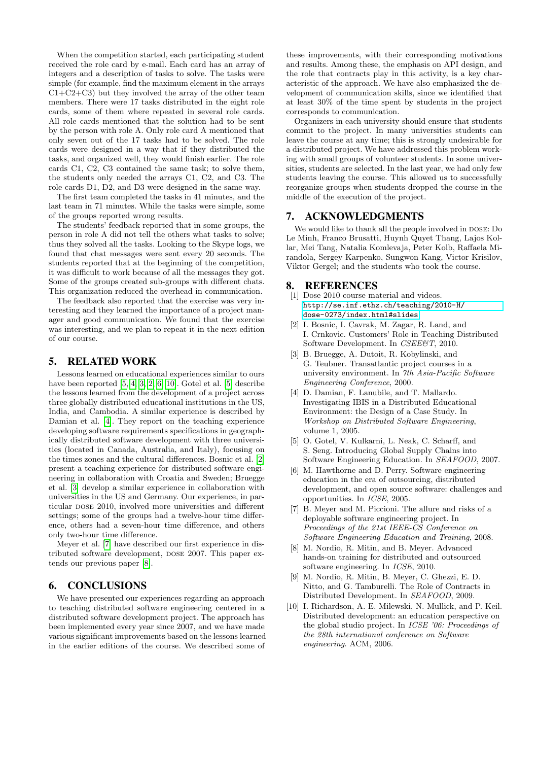When the competition started, each participating student received the role card by e-mail. Each card has an array of integers and a description of tasks to solve. The tasks were simple (for example, find the maximum element in the arrays C1+C2+C3) but they involved the array of the other team members. There were 17 tasks distributed in the eight role cards, some of them where repeated in several role cards. All role cards mentioned that the solution had to be sent by the person with role A. Only role card A mentioned that only seven out of the 17 tasks had to be solved. The role cards were designed in a way that if they distributed the tasks, and organized well, they would finish earlier. The role cards C1, C2, C3 contained the same task; to solve them, the students only needed the arrays C1, C2, and C3. The role cards D1, D2, and D3 were designed in the same way.

The first team completed the tasks in 41 minutes, and the last team in 71 minutes. While the tasks were simple, some of the groups reported wrong results.

The students' feedback reported that in some groups, the person in role A did not tell the others what tasks to solve; thus they solved all the tasks. Looking to the Skype logs, we found that chat messages were sent every 20 seconds. The students reported that at the beginning of the competition, it was difficult to work because of all the messages they got. Some of the groups created sub-groups with different chats. This organization reduced the overhead in communication.

The feedback also reported that the exercise was very interesting and they learned the importance of a project manager and good communication. We found that the exercise was interesting, and we plan to repeat it in the next edition of our course.

## 5. RELATED WORK

Lessons learned on educational experiences similar to ours have been reported [5, 4, 3, 2, 6, 10]. Gotel et al. [5] describe the lessons learned from the development of a project across three globally distributed educational institutions in the US, India, and Cambodia. A similar experience is described by Damian et al. [4]. They report on the teaching experience developing software requirements specifications in geographically distributed software development with three universities (located in Canada, Australia, and Italy), focusing on the times zones and the cultural differences. Bosnic et al. [2] present a teaching experience for distributed software engineering in collaboration with Croatia and Sweden; Bruegge et al. [3] develop a similar experience in collaboration with universities in the US and Germany. Our experience, in particular DOSE 2010, involved more universities and different settings; some of the groups had a twelve-hour time difference, others had a seven-hour time difference, and others only two-hour time difference.

Meyer et al. [7] have described our first experience in distributed software development, DOSE 2007. This paper extends our previous paper [8].

## 6. CONCLUSIONS

We have presented our experiences regarding an approach to teaching distributed software engineering centered in a distributed software development project. The approach has been implemented every year since 2007, and we have made various significant improvements based on the lessons learned in the earlier editions of the course. We described some of these improvements, with their corresponding motivations and results. Among these, the emphasis on API design, and the role that contracts play in this activity, is a key characteristic of the approach. We have also emphasized the development of communication skills, since we identified that at least 30% of the time spent by students in the project corresponds to communication.

Organizers in each university should ensure that students commit to the project. In many universities students can leave the course at any time; this is strongly undesirable for a distributed project. We have addressed this problem working with small groups of volunteer students. In some universities, students are selected. In the last year, we had only few students leaving the course. This allowed us to successfully reorganize groups when students dropped the course in the middle of the execution of the project.

## 7. ACKNOWLEDGMENTS

We would like to thank all the people involved in DOSE: Do Le Minh, Franco Brusatti, Huynh Quyet Thang, Lajos Kollar, Mei Tang, Natalia Komlevaja, Peter Kolb, Raffaela Mirandola, Sergey Karpenko, Sungwon Kang, Victor Krisilov, Viktor Gergel; and the students who took the course.

## 8. REFERENCES

[1] Dose 2010 course material and videos. http://se.inf.ethz.ch/teaching/2010-H/dose-0273/index.html#slides

[2] I. Bosnic, I. Cavrak, M. Zagar, R. Land, and I. Crnkovic. Customers' Role in Teaching Distributed Software Development. In *CSEE&T*, 2010.

[3] B. Bruegge, A. Dutoit, R. Kobylinski, and G. Teubner. Transatlantic project courses in a university environment. In *7th Asia-Pacific Software Engineering Conference*, 2000.

[4] D. Damian, F. Lanubile, and T. Mallardo. Investigating IBIS in a Distributed Educational Environment: the Design of a Case Study. In *Workshop on Distributed Software Engineering*, volume 1, 2005.

[5] O. Gotel, V. Kulkarni, L. Neak, C. Scharff, and S. Seng. Introducing Global Supply Chains into Software Engineering Education. In *SEAFOOD*, 2007.

[6] M. Hawthorne and D. Perry. Software engineering education in the era of outsourcing, distributed development, and open source software: challenges and opportunities. In *ICSE*, 2005.

[7] B. Meyer and M. Piccioni. The allure and risks of a deployable software engineering project. In *Proceedings of the 21st IEEE-CS Conference on Software Engineering Education and Training*, 2008.

[8] M. Nordio, R. Mitin, and B. Meyer. Advanced hands-on training for distributed and outsourced software engineering. In *ICSE*, 2010.

[9] M. Nordio, R. Mitin, B. Meyer, C. Ghezzi, E. D. Nitto, and G. Tamburelli. The Role of Contracts in Distributed Development. In *SEAFOOD*, 2009.

[10] I. Richardson, A. E. Milewski, N. Mullick, and P. Keil. Distributed development: an education perspective on the global studio project. In *ICSE '06: Proceedings of the 28th international conference on Software engineering*. ACM, 2006.